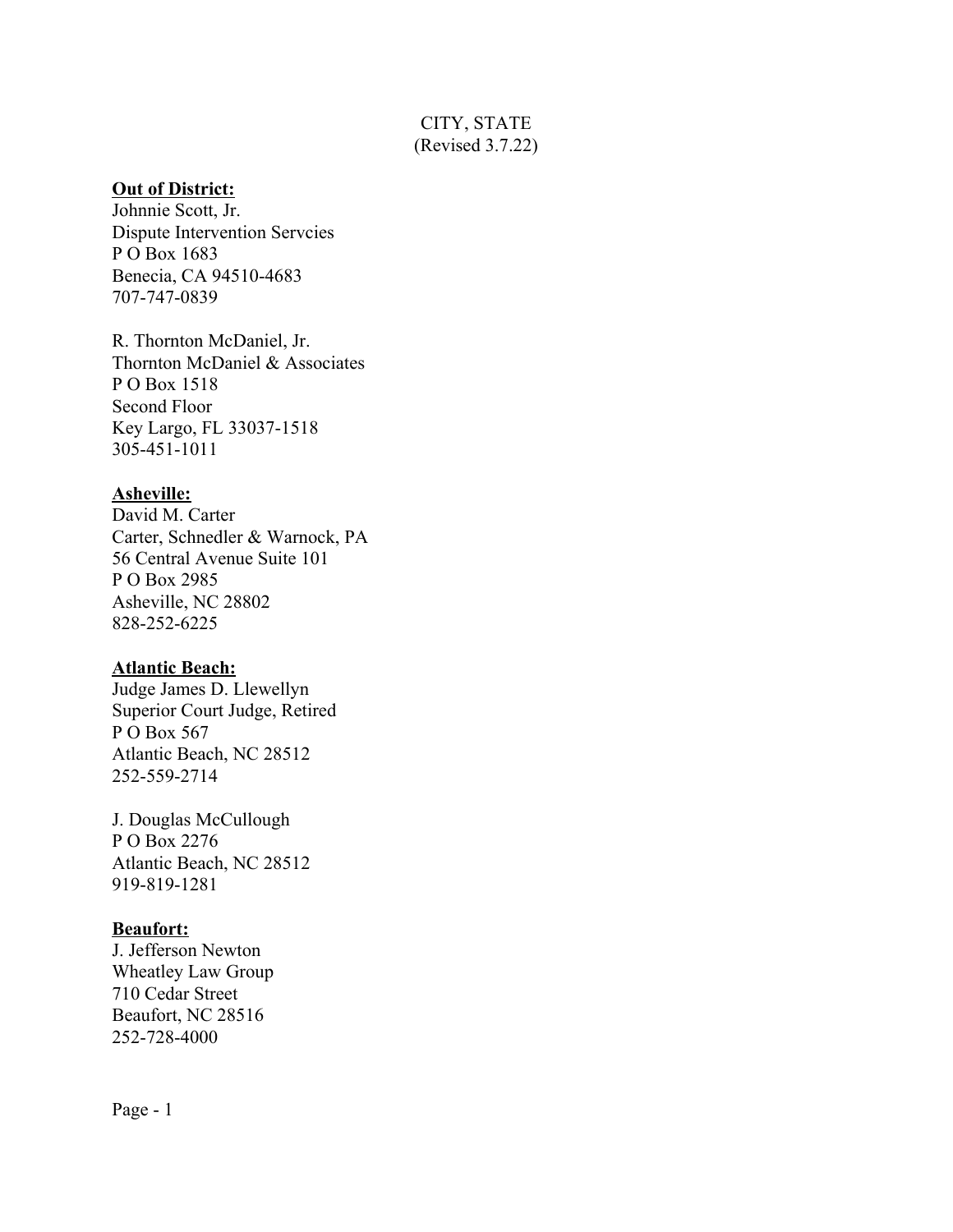CITY, STATE
(Revised 3.7.22)

**Out of District:**

Johnnie Scott, Jr.
Dispute Intervention Servcies
P O Box 1683
Benecia, CA 94510-4683
707-747-0839

R. Thornton McDaniel, Jr.
Thornton McDaniel & Associates
P O Box 1518
Second Floor
Key Largo, FL 33037-1518
305-451-1011

**Asheville:**

David M. Carter
Carter, Schnedler & Warnock, PA
56 Central Avenue Suite 101
P O Box 2985
Asheville, NC 28802
828-252-6225

**Atlantic Beach:**

Judge James D. Llewellyn
Superior Court Judge, Retired
P O Box 567
Atlantic Beach, NC 28512
252-559-2714

J. Douglas McCullough
P O Box 2276
Atlantic Beach, NC 28512
919-819-1281

**Beaufort:**

J. Jefferson Newton
Wheatley Law Group
710 Cedar Street
Beaufort, NC 28516
252-728-4000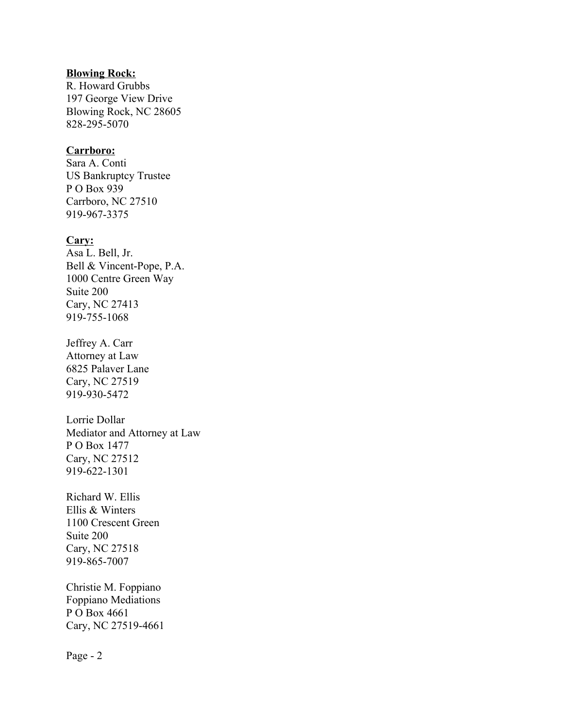**Blowing Rock:**

R. Howard Grubbs
197 George View Drive
Blowing Rock, NC 28605
828-295-5070

**Carrboro:**

Sara A. Conti
US Bankruptcy Trustee
P O Box 939
Carrboro, NC 27510
919-967-3375

**Cary:**

Asa L. Bell, Jr.
Bell & Vincent-Pope, P.A.
1000 Centre Green Way
Suite 200
Cary, NC 27413
919-755-1068

Jeffrey A. Carr
Attorney at Law
6825 Palaver Lane
Cary, NC 27519
919-930-5472

Lorrie Dollar
Mediator and Attorney at Law
P O Box 1477
Cary, NC 27512
919-622-1301

Richard W. Ellis
Ellis & Winters
1100 Crescent Green
Suite 200
Cary, NC 27518
919-865-7007

Christie M. Foppiano
Foppiano Mediations
P O Box 4661
Cary, NC 27519-4661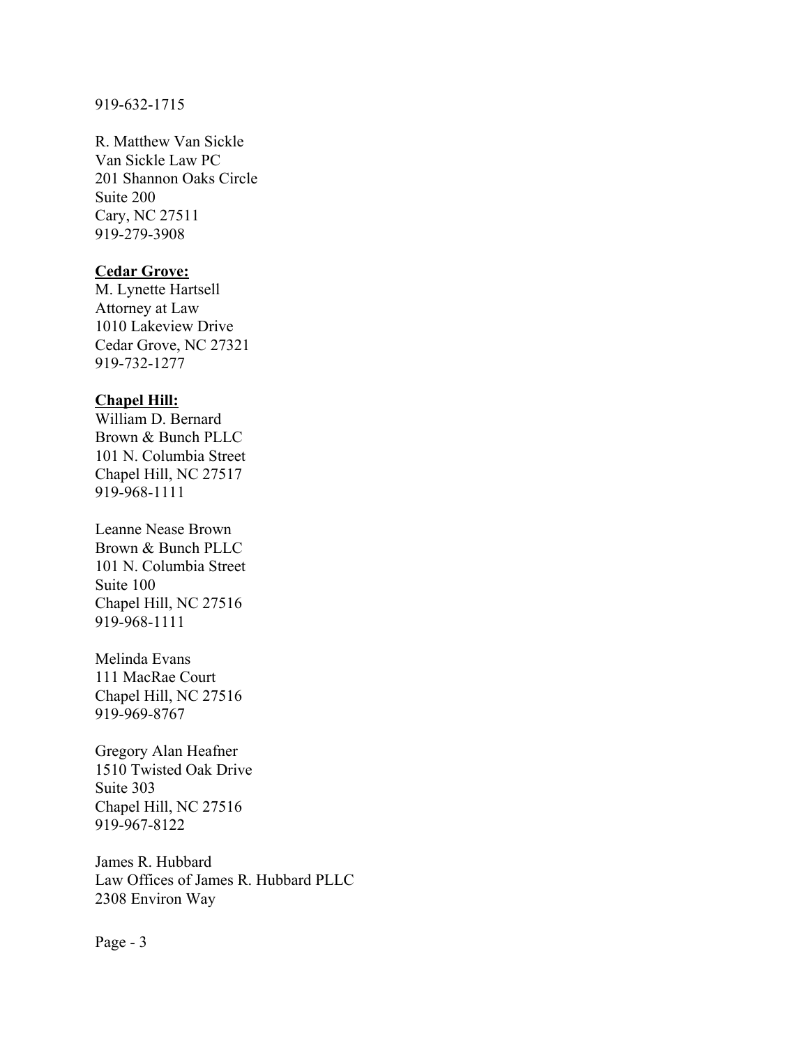919-632-1715

R. Matthew Van Sickle
Van Sickle Law PC
201 Shannon Oaks Circle
Suite 200
Cary, NC 27511
919-279-3908

**<u>Cedar Grove:</u>**

M. Lynette Hartsell
Attorney at Law
1010 Lakeview Drive
Cedar Grove, NC 27321
919-732-1277

**<u>Chapel Hill:</u>**

William D. Bernard
Brown & Bunch PLLC
101 N. Columbia Street
Chapel Hill, NC 27517
919-968-1111

Leanne Nease Brown
Brown & Bunch PLLC
101 N. Columbia Street
Suite 100
Chapel Hill, NC 27516
919-968-1111

Melinda Evans
111 MacRae Court
Chapel Hill, NC 27516
919-969-8767

Gregory Alan Heafner
1510 Twisted Oak Drive
Suite 303
Chapel Hill, NC 27516
919-967-8122

James R. Hubbard
Law Offices of James R. Hubbard PLLC
2308 Environ Way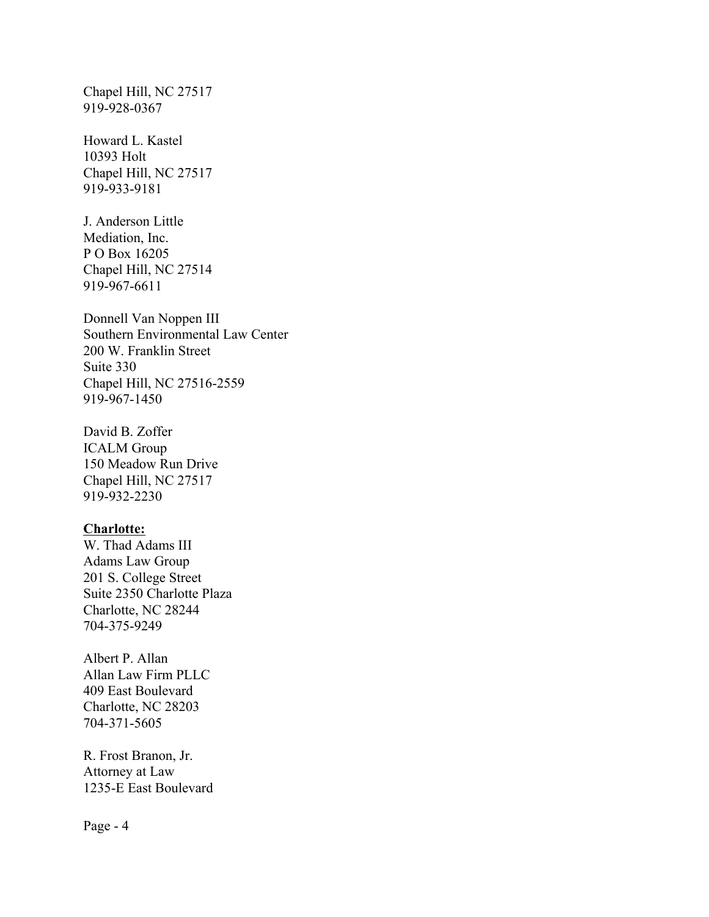Chapel Hill, NC 27517
919-928-0367

Howard L. Kastel
10393 Holt
Chapel Hill, NC 27517
919-933-9181

J. Anderson Little
Mediation, Inc.
P O Box 16205
Chapel Hill, NC 27514
919-967-6611

Donnell Van Noppen III
Southern Environmental Law Center
200 W. Franklin Street
Suite 330
Chapel Hill, NC 27516-2559
919-967-1450

David B. Zoffer
ICALM Group
150 Meadow Run Drive
Chapel Hill, NC 27517
919-932-2230

**<u>Charlotte:</u>**
W. Thad Adams III
Adams Law Group
201 S. College Street
Suite 2350 Charlotte Plaza
Charlotte, NC 28244
704-375-9249

Albert P. Allan
Allan Law Firm PLLC
409 East Boulevard
Charlotte, NC 28203
704-371-5605

R. Frost Branon, Jr.
Attorney at Law
1235-E East Boulevard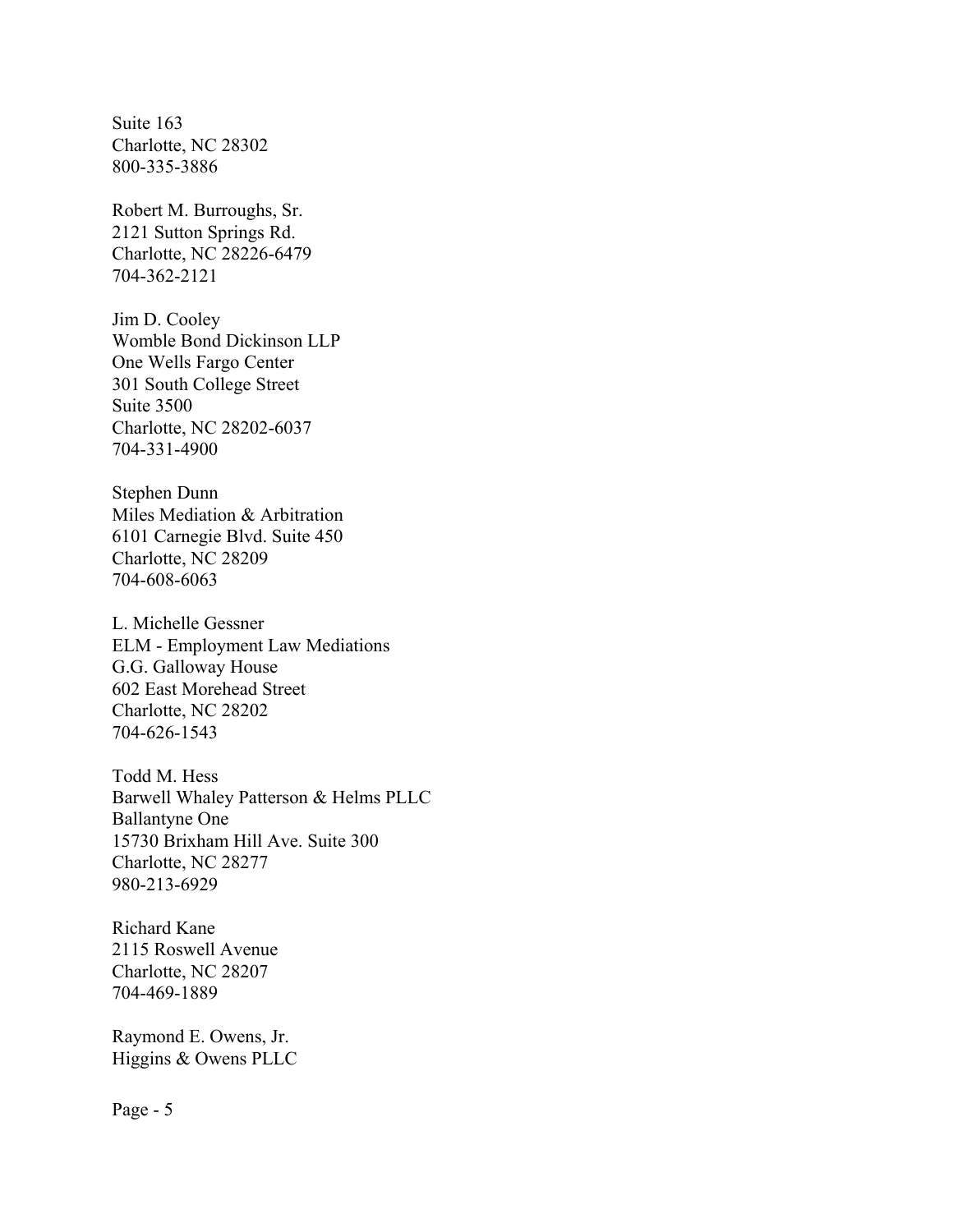Suite 163
Charlotte, NC 28302
800-335-3886

Robert M. Burroughs, Sr.
2121 Sutton Springs Rd.
Charlotte, NC 28226-6479
704-362-2121

Jim D. Cooley
Womble Bond Dickinson LLP
One Wells Fargo Center
301 South College Street
Suite 3500
Charlotte, NC 28202-6037
704-331-4900

Stephen Dunn
Miles Mediation & Arbitration
6101 Carnegie Blvd. Suite 450
Charlotte, NC 28209
704-608-6063

L. Michelle Gessner
ELM - Employment Law Mediations
G.G. Galloway House
602 East Morehead Street
Charlotte, NC 28202
704-626-1543

Todd M. Hess
Barwell Whaley Patterson & Helms PLLC
Ballantyne One
15730 Brixham Hill Ave. Suite 300
Charlotte, NC 28277
980-213-6929

Richard Kane
2115 Roswell Avenue
Charlotte, NC 28207
704-469-1889

Raymond E. Owens, Jr.
Higgins & Owens PLLC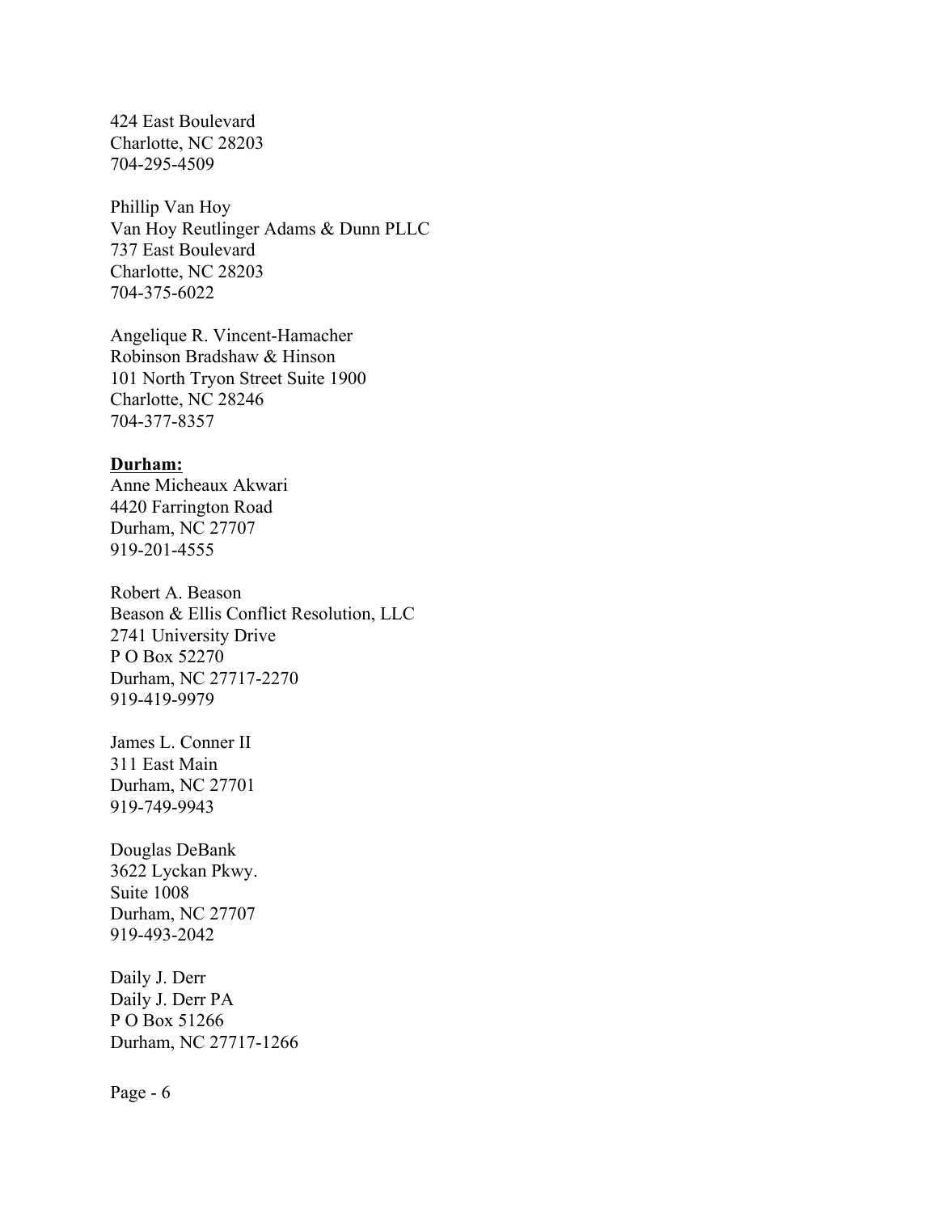424 East Boulevard
Charlotte, NC 28203
704-295-4509

Phillip Van Hoy
Van Hoy Reutlinger Adams & Dunn PLLC
737 East Boulevard
Charlotte, NC 28203
704-375-6022

Angelique R. Vincent-Hamacher
Robinson Bradshaw & Hinson
101 North Tryon Street Suite 1900
Charlotte, NC 28246
704-377-8357

**<u>Durham:</u>**
Anne Micheaux Akwari
4420 Farrington Road
Durham, NC 27707
919-201-4555

Robert A. Beason
Beason & Ellis Conflict Resolution, LLC
2741 University Drive
P O Box 52270
Durham, NC 27717-2270
919-419-9979

James L. Conner II
311 East Main
Durham, NC 27701
919-749-9943

Douglas DeBank
3622 Lyckan Pkwy.
Suite 1008
Durham, NC 27707
919-493-2042

Daily J. Derr
Daily J. Derr PA
P O Box 51266
Durham, NC 27717-1266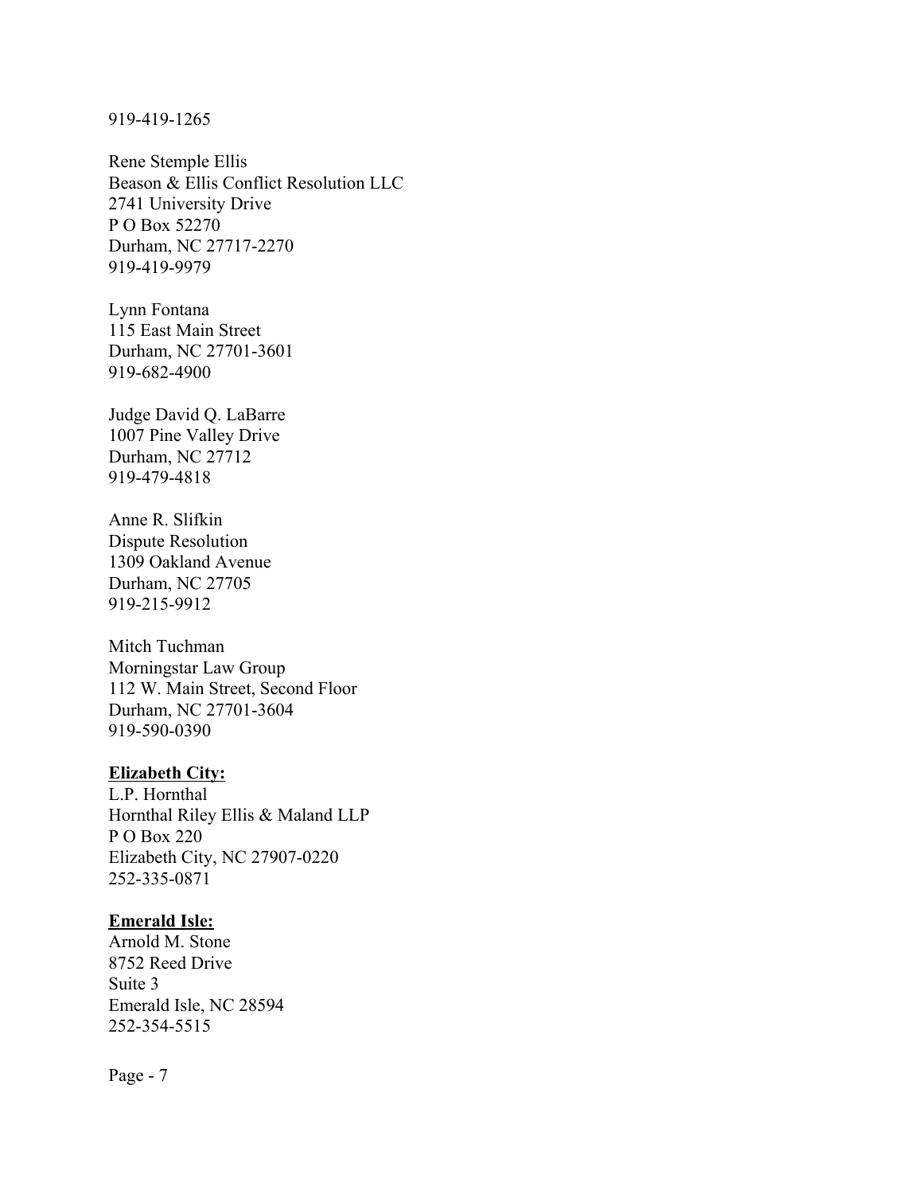919-419-1265

Rene Stemple Ellis
Beason & Ellis Conflict Resolution LLC
2741 University Drive
P O Box 52270
Durham, NC 27717-2270
919-419-9979

Lynn Fontana
115 East Main Street
Durham, NC 27701-3601
919-682-4900

Judge David Q. LaBarre
1007 Pine Valley Drive
Durham, NC 27712
919-479-4818

Anne R. Slifkin
Dispute Resolution
1309 Oakland Avenue
Durham, NC 27705
919-215-9912

Mitch Tuchman
Morningstar Law Group
112 W. Main Street, Second Floor
Durham, NC 27701-3604
919-590-0390

**Elizabeth City:**

L.P. Hornthal
Hornthal Riley Ellis & Maland LLP
P O Box 220
Elizabeth City, NC 27907-0220
252-335-0871

**Emerald Isle:**

Arnold M. Stone
8752 Reed Drive
Suite 3
Emerald Isle, NC 28594
252-354-5515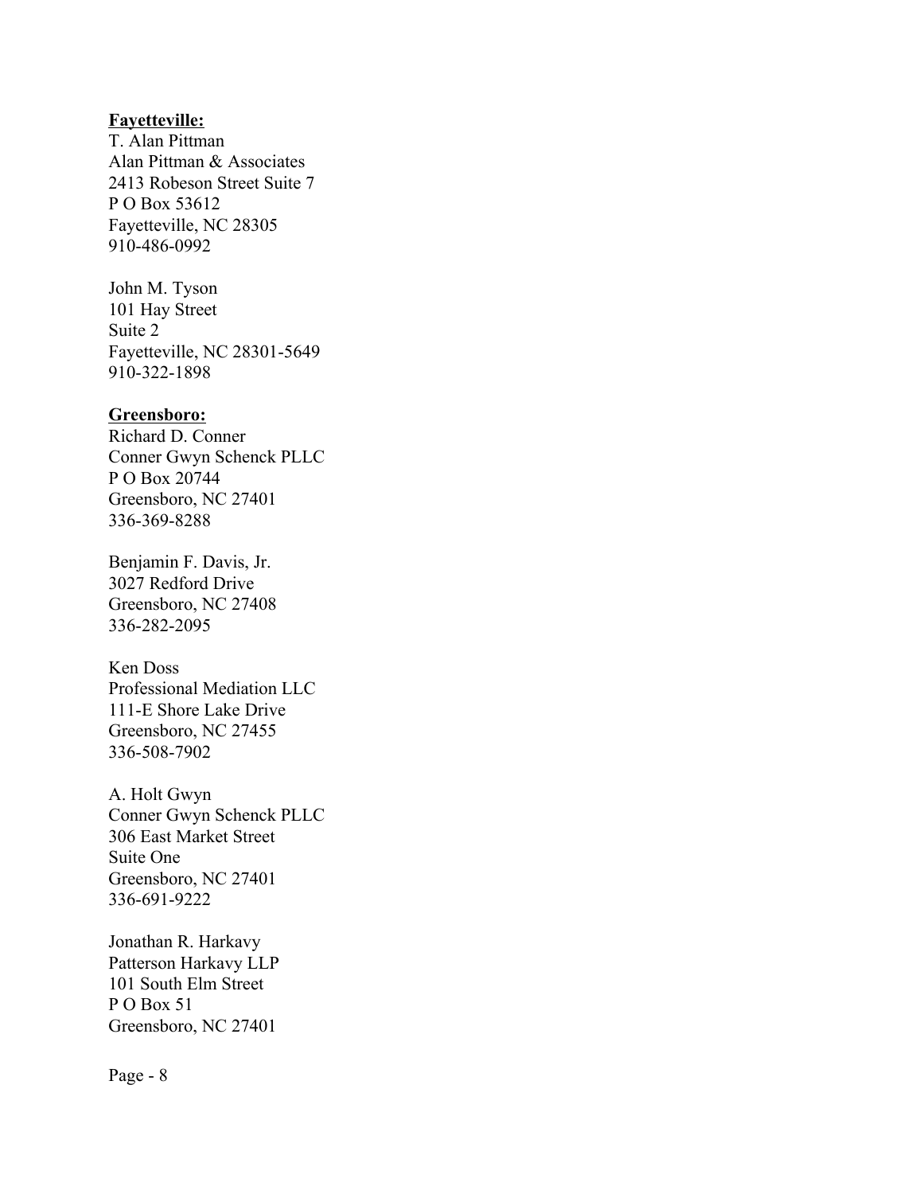**<u>Fayetteville:</u>**
T. Alan Pittman
Alan Pittman & Associates
2413 Robeson Street Suite 7
P O Box 53612
Fayetteville, NC 28305
910-486-0992

John M. Tyson
101 Hay Street
Suite 2
Fayetteville, NC 28301-5649
910-322-1898

**<u>Greensboro:</u>**
Richard D. Conner
Conner Gwyn Schenck PLLC
P O Box 20744
Greensboro, NC 27401
336-369-8288

Benjamin F. Davis, Jr.
3027 Redford Drive
Greensboro, NC 27408
336-282-2095

Ken Doss
Professional Mediation LLC
111-E Shore Lake Drive
Greensboro, NC 27455
336-508-7902

A. Holt Gwyn
Conner Gwyn Schenck PLLC
306 East Market Street
Suite One
Greensboro, NC 27401
336-691-9222

Jonathan R. Harkavy
Patterson Harkavy LLP
101 South Elm Street
P O Box 51
Greensboro, NC 27401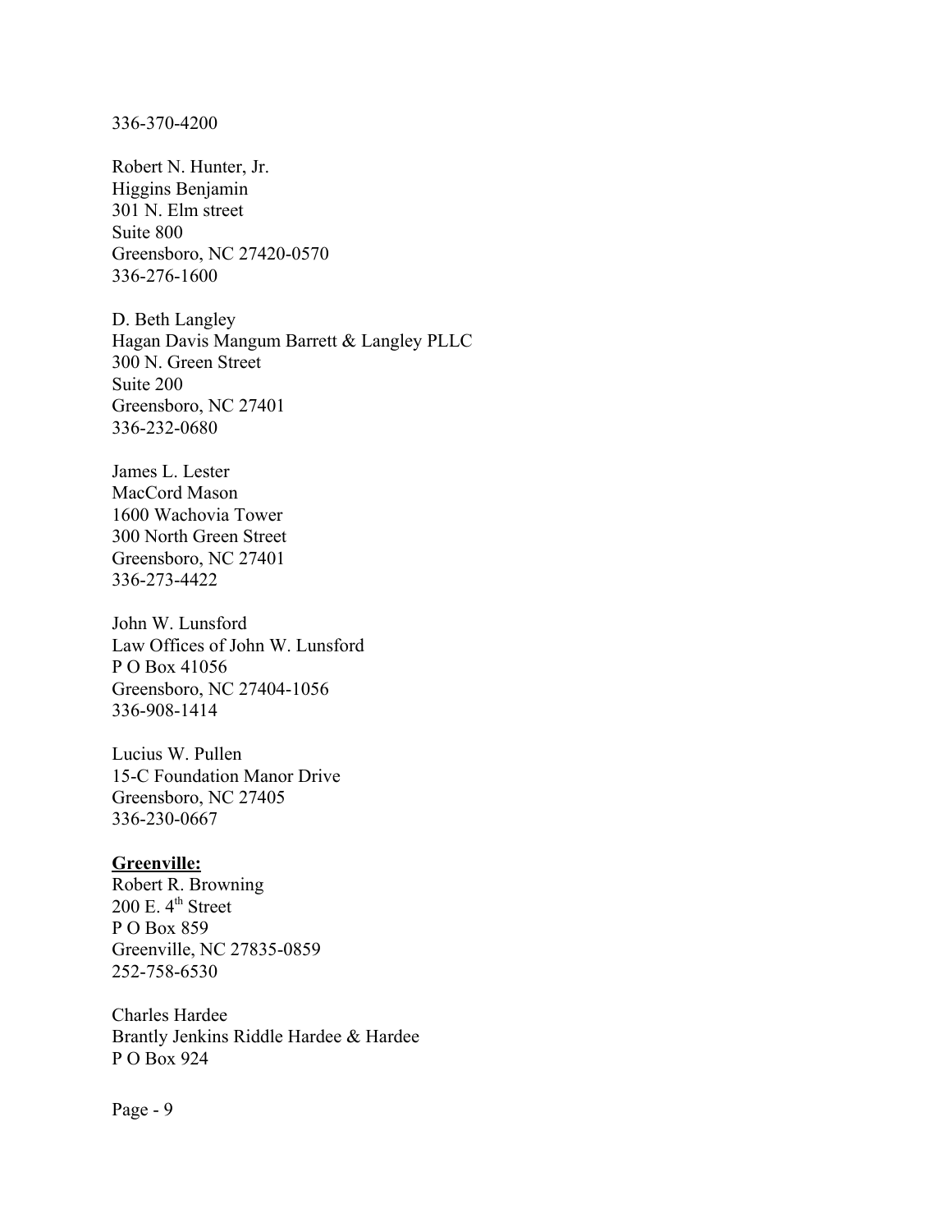336-370-4200

Robert N. Hunter, Jr.
Higgins Benjamin
301 N. Elm street
Suite 800
Greensboro, NC 27420-0570
336-276-1600

D. Beth Langley
Hagan Davis Mangum Barrett & Langley PLLC
300 N. Green Street
Suite 200
Greensboro, NC 27401
336-232-0680

James L. Lester
MacCord Mason
1600 Wachovia Tower
300 North Green Street
Greensboro, NC 27401
336-273-4422

John W. Lunsford
Law Offices of John W. Lunsford
P O Box 41056
Greensboro, NC 27404-1056
336-908-1414

Lucius W. Pullen
15-C Foundation Manor Drive
Greensboro, NC 27405
336-230-0667

**<u>Greenville:</u>**
Robert R. Browning
200 E. 4th Street
P O Box 859
Greenville, NC 27835-0859
252-758-6530

Charles Hardee
Brantly Jenkins Riddle Hardee & Hardee
P O Box 924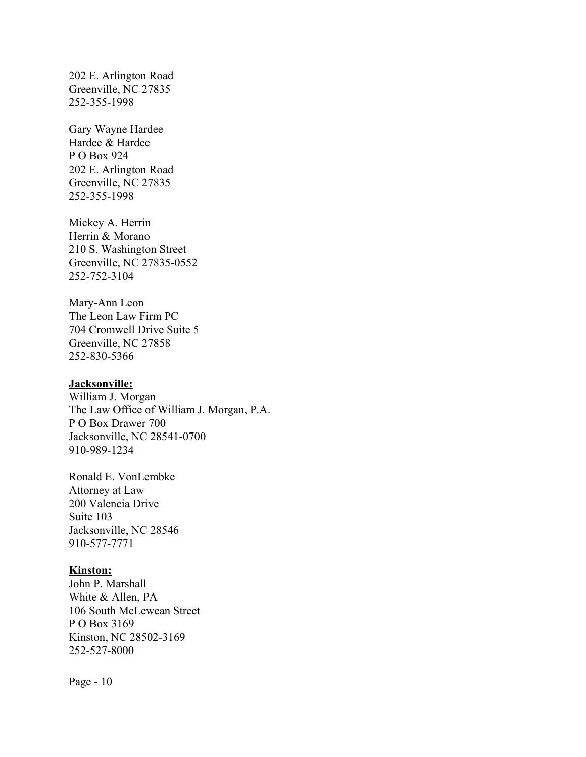202 E. Arlington Road
Greenville, NC 27835
252-355-1998

Gary Wayne Hardee
Hardee & Hardee
P O Box 924
202 E. Arlington Road
Greenville, NC 27835
252-355-1998

Mickey A. Herrin
Herrin & Morano
210 S. Washington Street
Greenville, NC 27835-0552
252-752-3104

Mary-Ann Leon
The Leon Law Firm PC
704 Cromwell Drive Suite 5
Greenville, NC 27858
252-830-5366

**Jacksonville:**

William J. Morgan
The Law Office of William J. Morgan, P.A.
P O Box Drawer 700
Jacksonville, NC 28541-0700
910-989-1234

Ronald E. VonLembke
Attorney at Law
200 Valencia Drive
Suite 103
Jacksonville, NC 28546
910-577-7771

**Kinston:**

John P. Marshall
White & Allen, PA
106 South McLewean Street
P O Box 3169
Kinston, NC 28502-3169
252-527-8000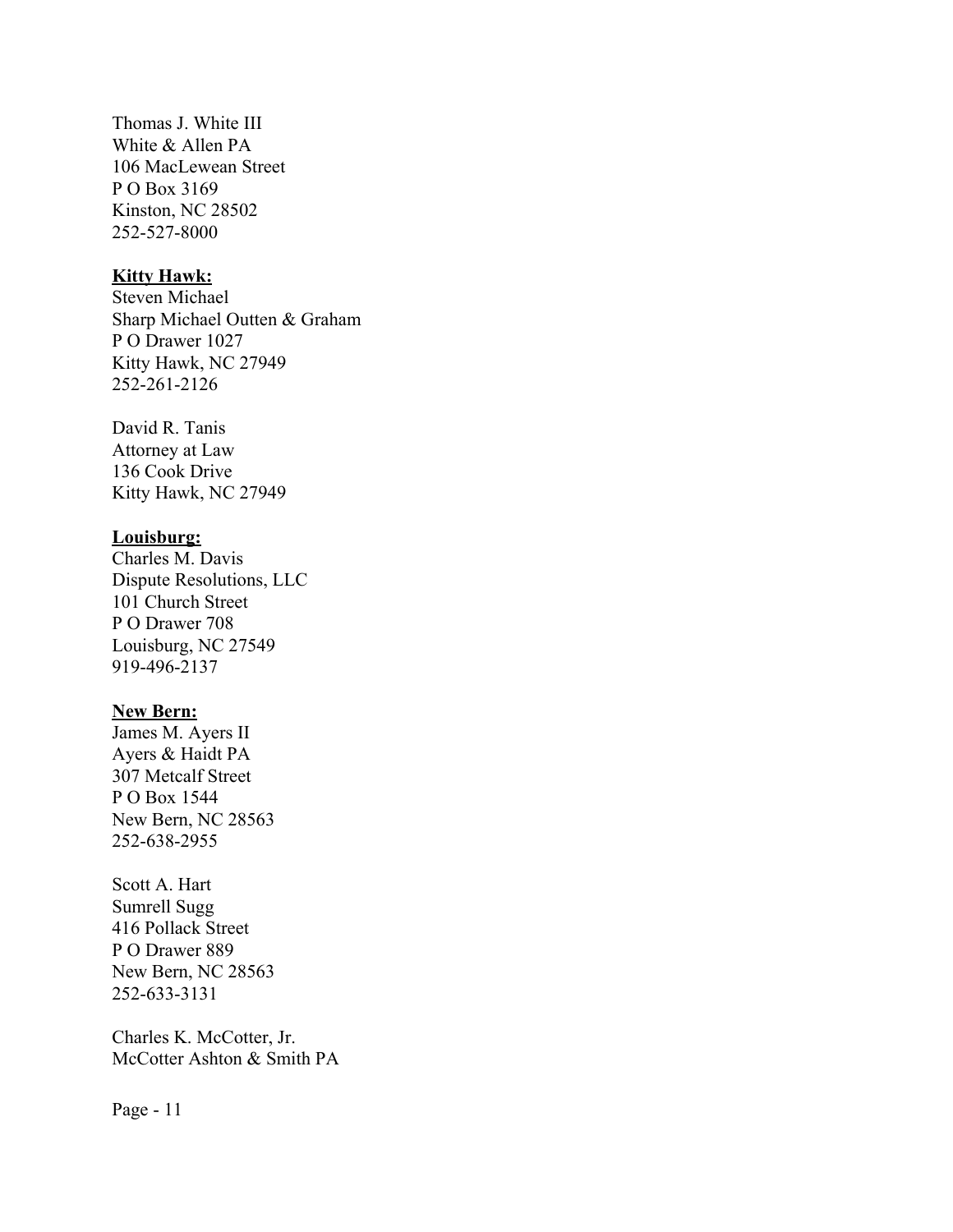Thomas J. White III
White & Allen PA
106 MacLewean Street
P O Box 3169
Kinston, NC 28502
252-527-8000

**Kitty Hawk:**

Steven Michael
Sharp Michael Outten & Graham
P O Drawer 1027
Kitty Hawk, NC 27949
252-261-2126

David R. Tanis
Attorney at Law
136 Cook Drive
Kitty Hawk, NC 27949

**Louisburg:**

Charles M. Davis
Dispute Resolutions, LLC
101 Church Street
P O Drawer 708
Louisburg, NC 27549
919-496-2137

**New Bern:**

James M. Ayers II
Ayers & Haidt PA
307 Metcalf Street
P O Box 1544
New Bern, NC 28563
252-638-2955

Scott A. Hart
Sumrell Sugg
416 Pollack Street
P O Drawer 889
New Bern, NC 28563
252-633-3131

Charles K. McCotter, Jr.
McCotter Ashton & Smith PA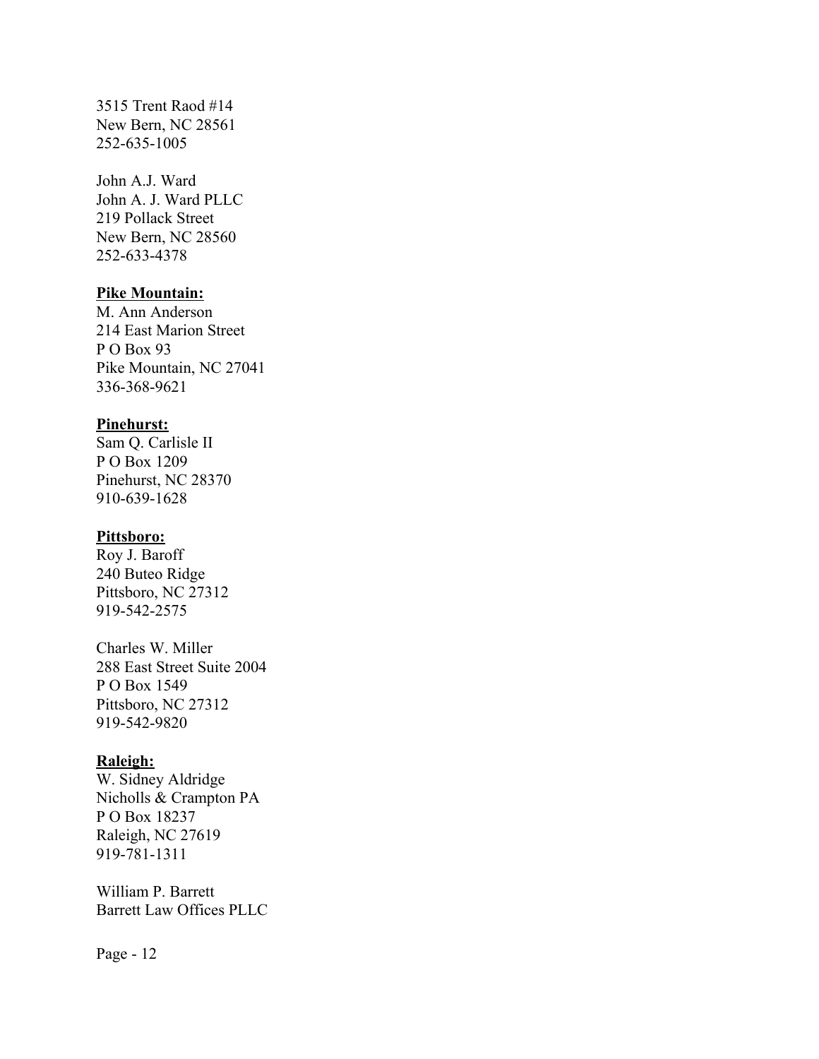3515 Trent Raod #14
New Bern, NC 28561
252-635-1005

John A.J. Ward
John A. J. Ward PLLC
219 Pollack Street
New Bern, NC 28560
252-633-4378

**Pike Mountain:**

M. Ann Anderson
214 East Marion Street
P O Box 93
Pike Mountain, NC 27041
336-368-9621

**Pinehurst:**

Sam Q. Carlisle II
P O Box 1209
Pinehurst, NC 28370
910-639-1628

**Pittsboro:**

Roy J. Baroff
240 Buteo Ridge
Pittsboro, NC 27312
919-542-2575

Charles W. Miller
288 East Street Suite 2004
P O Box 1549
Pittsboro, NC 27312
919-542-9820

**Raleigh:**

W. Sidney Aldridge
Nicholls & Crampton PA
P O Box 18237
Raleigh, NC 27619
919-781-1311

William P. Barrett
Barrett Law Offices PLLC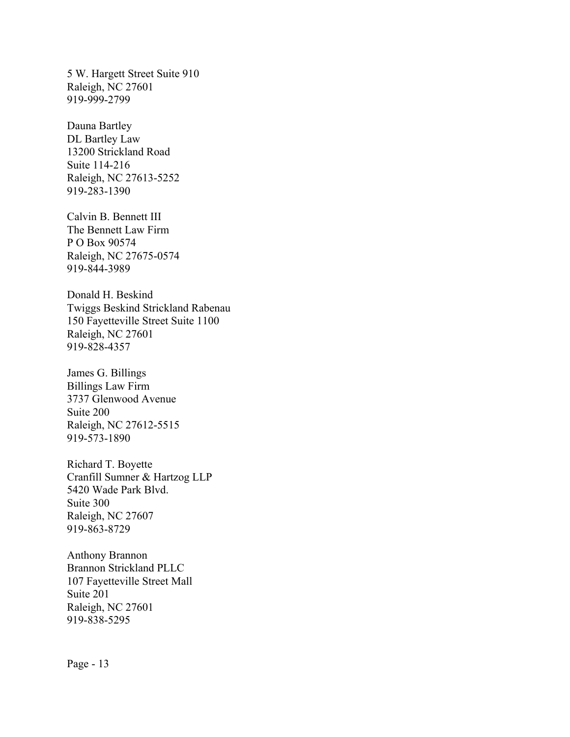5 W. Hargett Street Suite 910
Raleigh, NC 27601
919-999-2799

Dauna Bartley
DL Bartley Law
13200 Strickland Road
Suite 114-216
Raleigh, NC 27613-5252
919-283-1390

Calvin B. Bennett III
The Bennett Law Firm
P O Box 90574
Raleigh, NC 27675-0574
919-844-3989

Donald H. Beskind
Twiggs Beskind Strickland Rabenau
150 Fayetteville Street Suite 1100
Raleigh, NC 27601
919-828-4357

James G. Billings
Billings Law Firm
3737 Glenwood Avenue
Suite 200
Raleigh, NC 27612-5515
919-573-1890

Richard T. Boyette
Cranfill Sumner & Hartzog LLP
5420 Wade Park Blvd.
Suite 300
Raleigh, NC 27607
919-863-8729

Anthony Brannon
Brannon Strickland PLLC
107 Fayetteville Street Mall
Suite 201
Raleigh, NC 27601
919-838-5295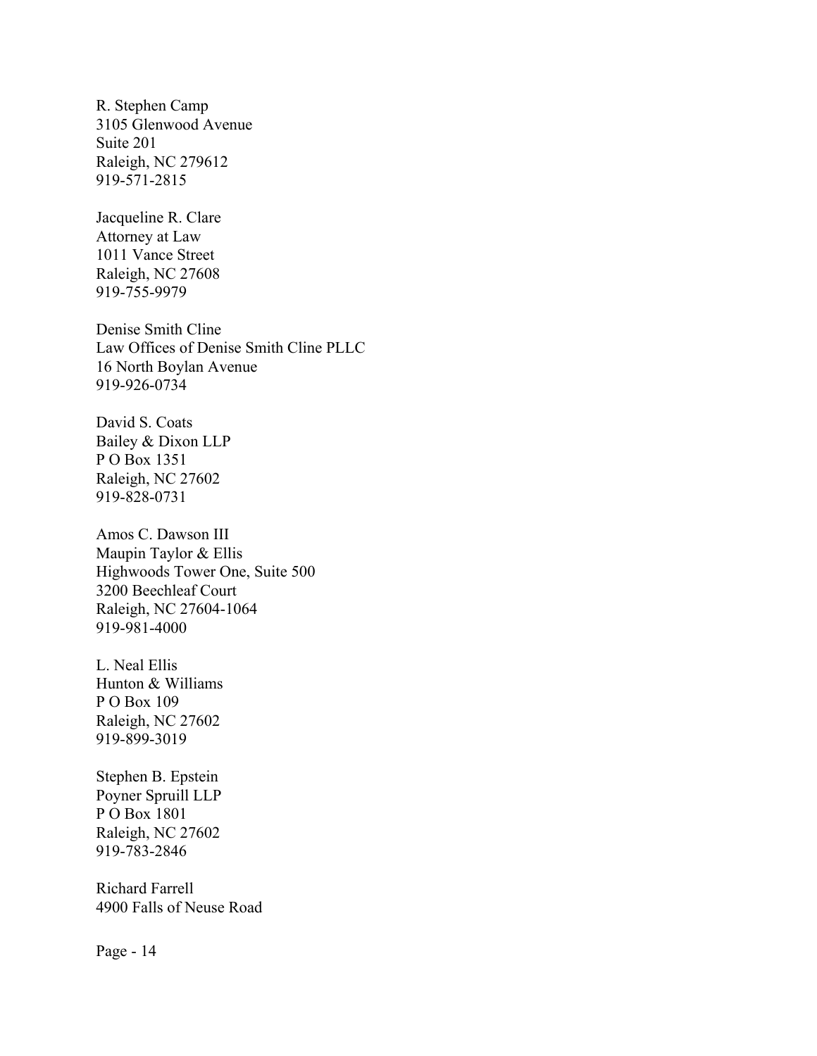R. Stephen Camp
3105 Glenwood Avenue
Suite 201
Raleigh, NC 279612
919-571-2815

Jacqueline R. Clare
Attorney at Law
1011 Vance Street
Raleigh, NC 27608
919-755-9979

Denise Smith Cline
Law Offices of Denise Smith Cline PLLC
16 North Boylan Avenue
919-926-0734

David S. Coats
Bailey & Dixon LLP
P O Box 1351
Raleigh, NC 27602
919-828-0731

Amos C. Dawson III
Maupin Taylor & Ellis
Highwoods Tower One, Suite 500
3200 Beechleaf Court
Raleigh, NC 27604-1064
919-981-4000

L. Neal Ellis
Hunton & Williams
P O Box 109
Raleigh, NC 27602
919-899-3019

Stephen B. Epstein
Poyner Spruill LLP
P O Box 1801
Raleigh, NC 27602
919-783-2846

Richard Farrell
4900 Falls of Neuse Road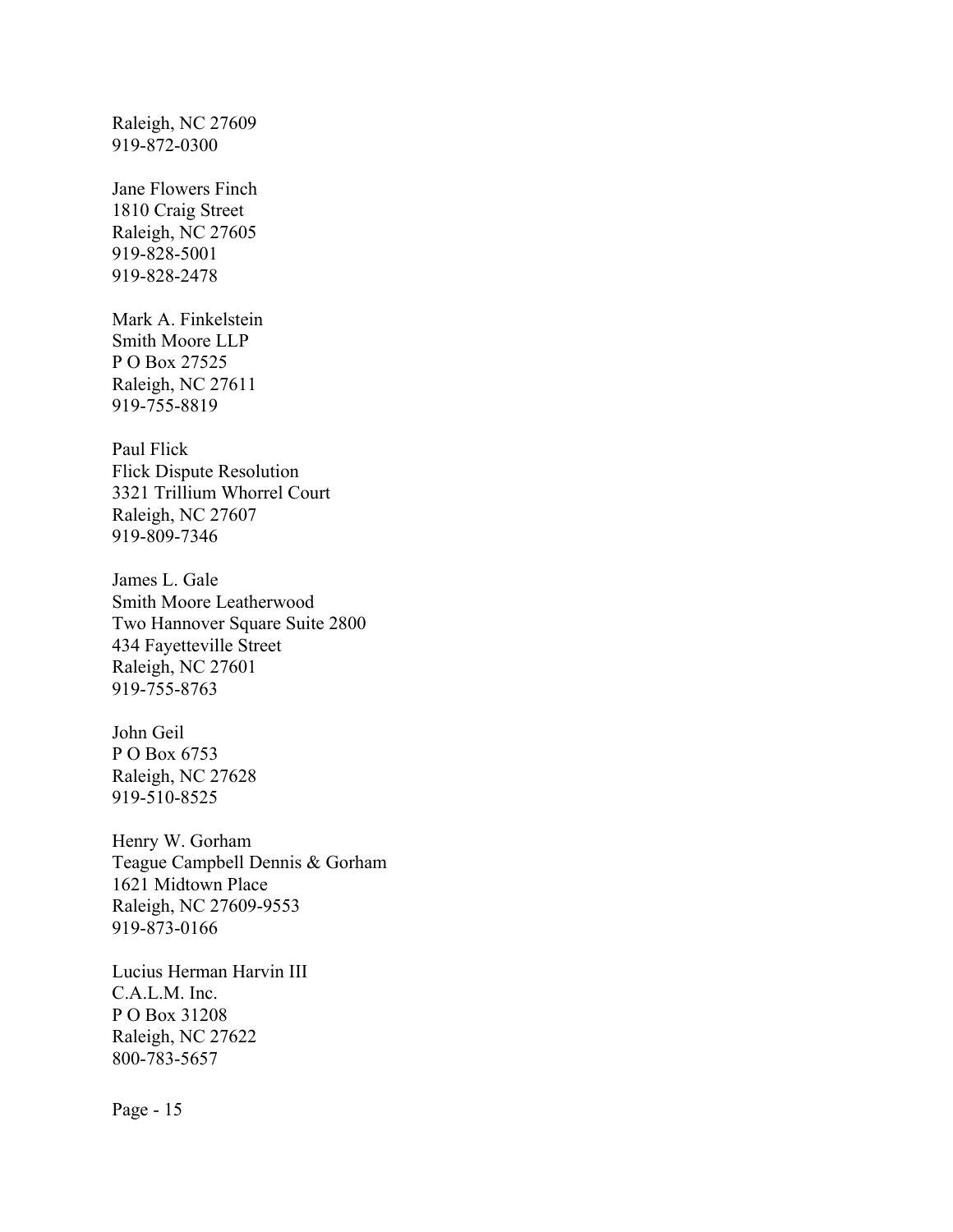Raleigh, NC 27609
919-872-0300

Jane Flowers Finch
1810 Craig Street
Raleigh, NC 27605
919-828-5001
919-828-2478

Mark A. Finkelstein
Smith Moore LLP
P O Box 27525
Raleigh, NC 27611
919-755-8819

Paul Flick
Flick Dispute Resolution
3321 Trillium Whorrel Court
Raleigh, NC 27607
919-809-7346

James L. Gale
Smith Moore Leatherwood
Two Hannover Square Suite 2800
434 Fayetteville Street
Raleigh, NC 27601
919-755-8763

John Geil
P O Box 6753
Raleigh, NC 27628
919-510-8525

Henry W. Gorham
Teague Campbell Dennis & Gorham
1621 Midtown Place
Raleigh, NC 27609-9553
919-873-0166

Lucius Herman Harvin III
C.A.L.M. Inc.
P O Box 31208
Raleigh, NC 27622
800-783-5657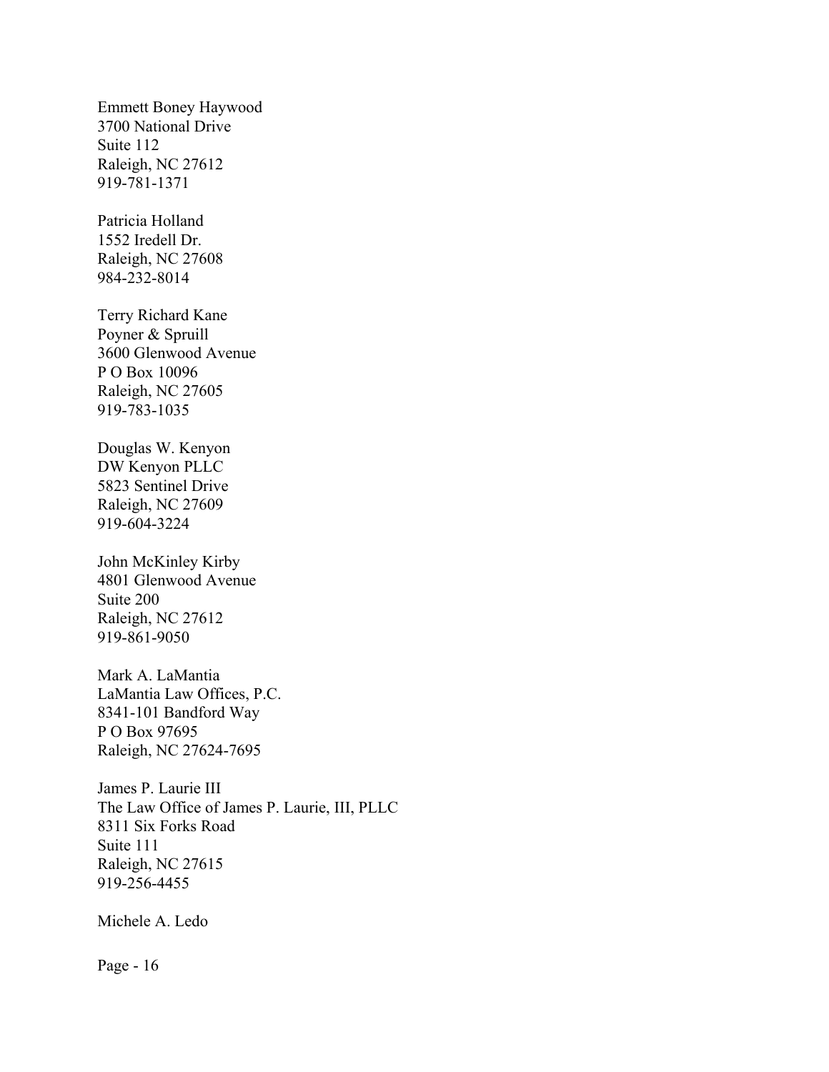Emmett Boney Haywood
3700 National Drive
Suite 112
Raleigh, NC 27612
919-781-1371

Patricia Holland
1552 Iredell Dr.
Raleigh, NC 27608
984-232-8014

Terry Richard Kane
Poyner & Spruill
3600 Glenwood Avenue
P O Box 10096
Raleigh, NC 27605
919-783-1035

Douglas W. Kenyon
DW Kenyon PLLC
5823 Sentinel Drive
Raleigh, NC 27609
919-604-3224

John McKinley Kirby
4801 Glenwood Avenue
Suite 200
Raleigh, NC 27612
919-861-9050

Mark A. LaMantia
LaMantia Law Offices, P.C.
8341-101 Bandford Way
P O Box 97695
Raleigh, NC 27624-7695

James P. Laurie III
The Law Office of James P. Laurie, III, PLLC
8311 Six Forks Road
Suite 111
Raleigh, NC 27615
919-256-4455

Michele A. Ledo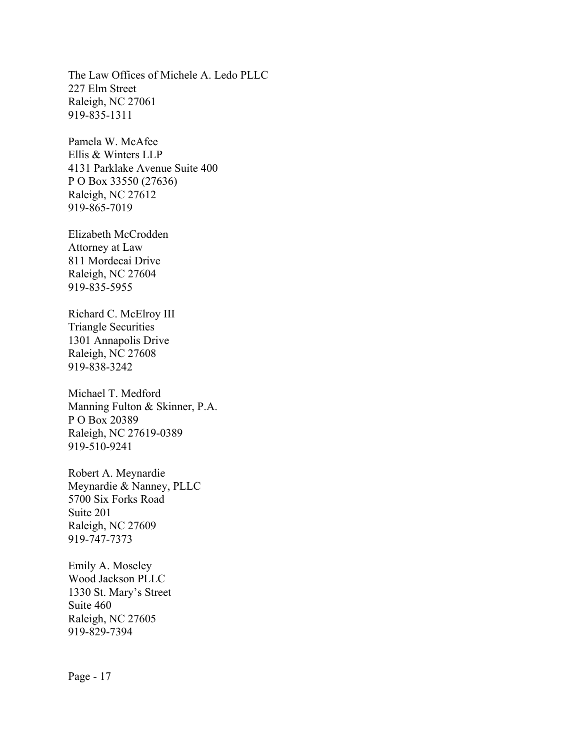The Law Offices of Michele A. Ledo PLLC
227 Elm Street
Raleigh, NC 27061
919-835-1311

Pamela W. McAfee
Ellis & Winters LLP
4131 Parklake Avenue Suite 400
P O Box 33550 (27636)
Raleigh, NC 27612
919-865-7019

Elizabeth McCrodden
Attorney at Law
811 Mordecai Drive
Raleigh, NC 27604
919-835-5955

Richard C. McElroy III
Triangle Securities
1301 Annapolis Drive
Raleigh, NC 27608
919-838-3242

Michael T. Medford
Manning Fulton & Skinner, P.A.
P O Box 20389
Raleigh, NC 27619-0389
919-510-9241

Robert A. Meynardie
Meynardie & Nanney, PLLC
5700 Six Forks Road
Suite 201
Raleigh, NC 27609
919-747-7373

Emily A. Moseley
Wood Jackson PLLC
1330 St. Mary's Street
Suite 460
Raleigh, NC 27605
919-829-7394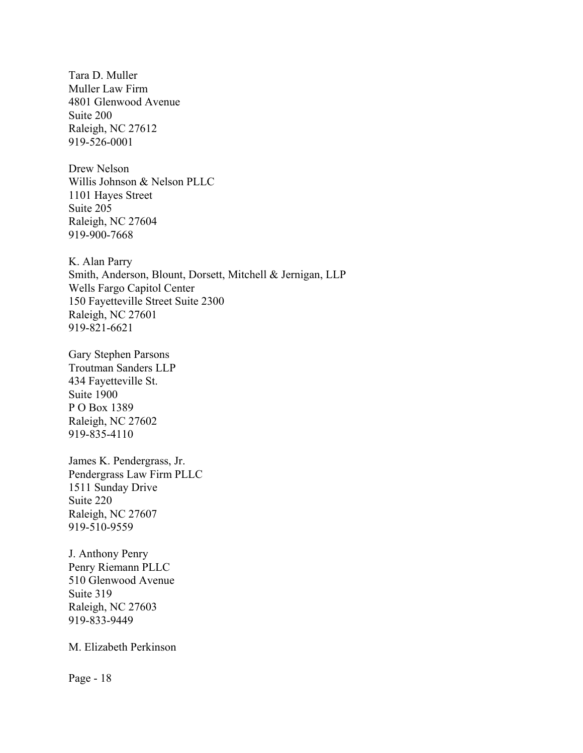Tara D. Muller
Muller Law Firm
4801 Glenwood Avenue
Suite 200
Raleigh, NC 27612
919-526-0001

Drew Nelson
Willis Johnson & Nelson PLLC
1101 Hayes Street
Suite 205
Raleigh, NC 27604
919-900-7668

K. Alan Parry
Smith, Anderson, Blount, Dorsett, Mitchell & Jernigan, LLP
Wells Fargo Capitol Center
150 Fayetteville Street Suite 2300
Raleigh, NC 27601
919-821-6621

Gary Stephen Parsons
Troutman Sanders LLP
434 Fayetteville St.
Suite 1900
P O Box 1389
Raleigh, NC 27602
919-835-4110

James K. Pendergrass, Jr.
Pendergrass Law Firm PLLC
1511 Sunday Drive
Suite 220
Raleigh, NC 27607
919-510-9559

J. Anthony Penry
Penry Riemann PLLC
510 Glenwood Avenue
Suite 319
Raleigh, NC 27603
919-833-9449

M. Elizabeth Perkinson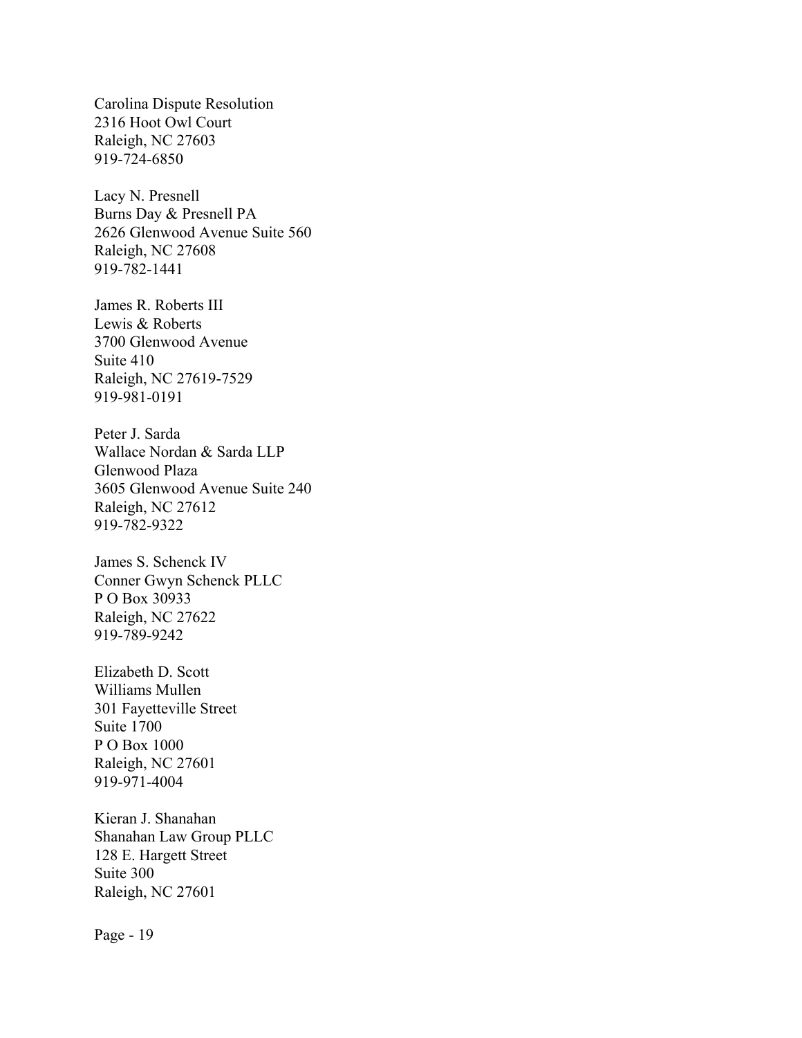Carolina Dispute Resolution
2316 Hoot Owl Court
Raleigh, NC 27603
919-724-6850

Lacy N. Presnell
Burns Day & Presnell PA
2626 Glenwood Avenue Suite 560
Raleigh, NC 27608
919-782-1441

James R. Roberts III
Lewis & Roberts
3700 Glenwood Avenue
Suite 410
Raleigh, NC 27619-7529
919-981-0191

Peter J. Sarda
Wallace Nordan & Sarda LLP
Glenwood Plaza
3605 Glenwood Avenue Suite 240
Raleigh, NC 27612
919-782-9322

James S. Schenck IV
Conner Gwyn Schenck PLLC
P O Box 30933
Raleigh, NC 27622
919-789-9242

Elizabeth D. Scott
Williams Mullen
301 Fayetteville Street
Suite 1700
P O Box 1000
Raleigh, NC 27601
919-971-4004

Kieran J. Shanahan
Shanahan Law Group PLLC
128 E. Hargett Street
Suite 300
Raleigh, NC 27601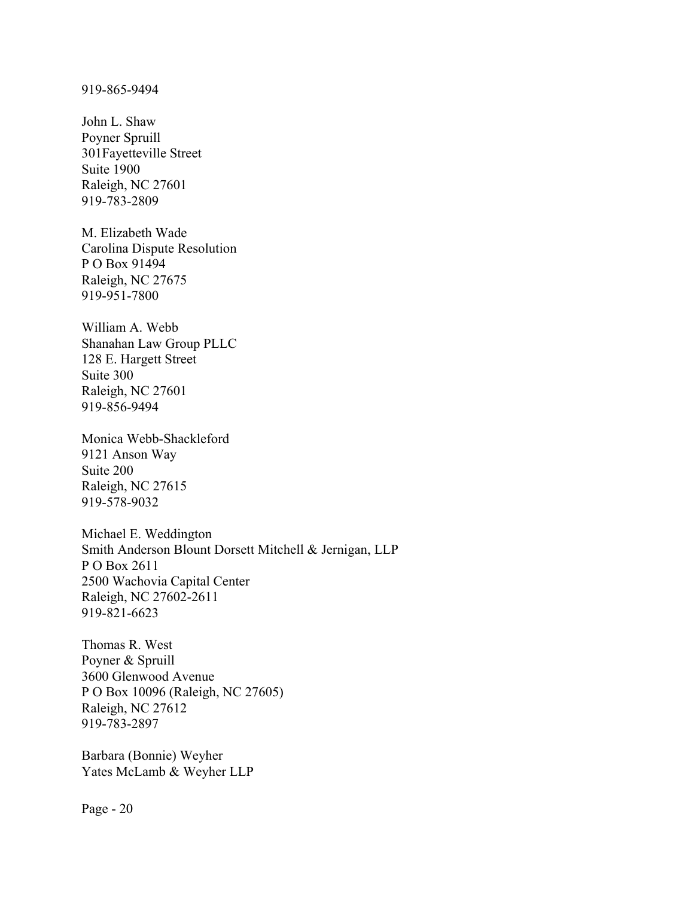919-865-9494

John L. Shaw
Poyner Spruill
301Fayetteville Street
Suite 1900
Raleigh, NC 27601
919-783-2809

M. Elizabeth Wade
Carolina Dispute Resolution
P O Box 91494
Raleigh, NC 27675
919-951-7800

William A. Webb
Shanahan Law Group PLLC
128 E. Hargett Street
Suite 300
Raleigh, NC 27601
919-856-9494

Monica Webb-Shackleford
9121 Anson Way
Suite 200
Raleigh, NC 27615
919-578-9032

Michael E. Weddington
Smith Anderson Blount Dorsett Mitchell & Jernigan, LLP
P O Box 2611
2500 Wachovia Capital Center
Raleigh, NC 27602-2611
919-821-6623

Thomas R. West
Poyner & Spruill
3600 Glenwood Avenue
P O Box 10096 (Raleigh, NC 27605)
Raleigh, NC 27612
919-783-2897

Barbara (Bonnie) Weyher
Yates McLamb & Weyher LLP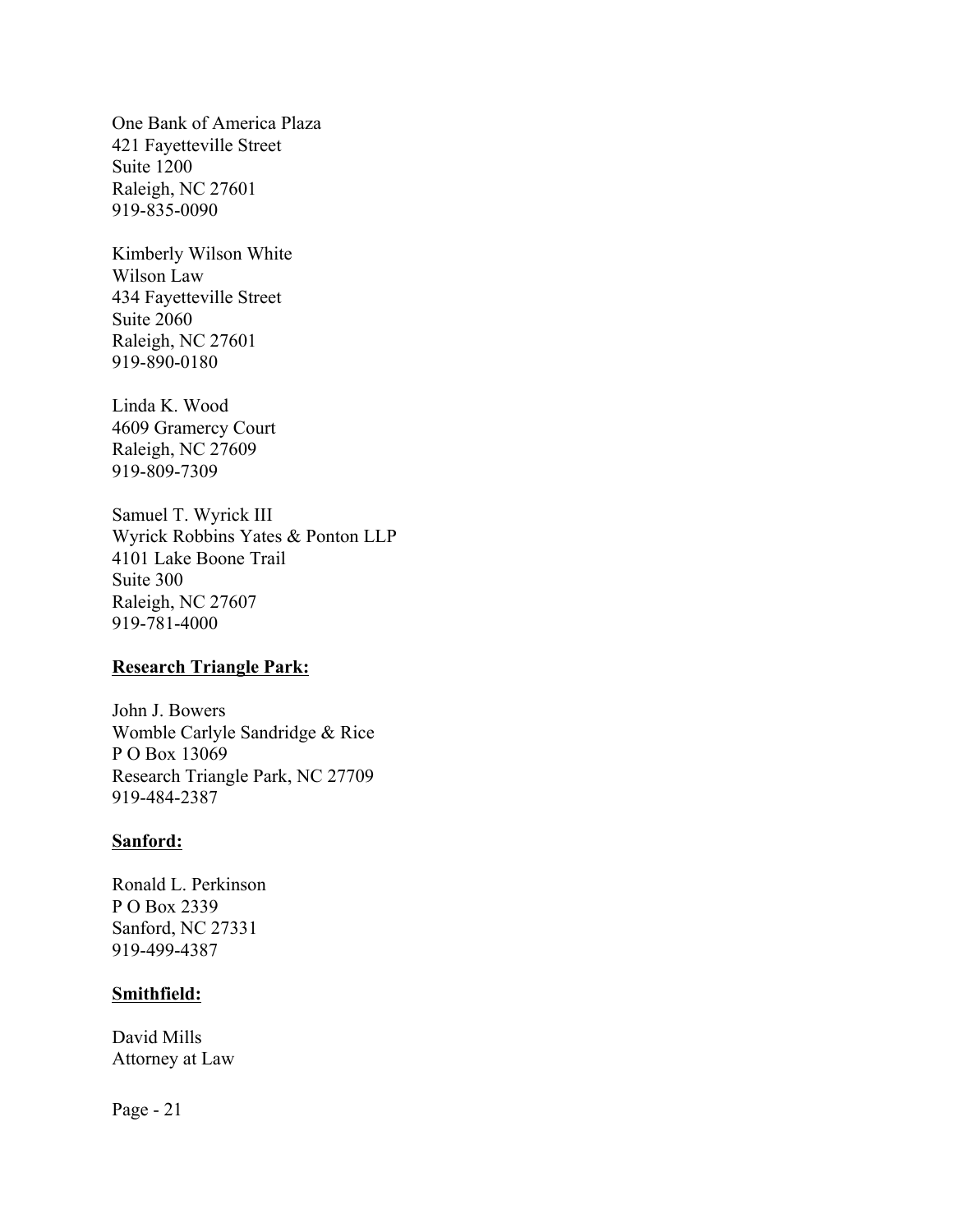One Bank of America Plaza
421 Fayetteville Street
Suite 1200
Raleigh, NC 27601
919-835-0090

Kimberly Wilson White
Wilson Law
434 Fayetteville Street
Suite 2060
Raleigh, NC 27601
919-890-0180

Linda K. Wood
4609 Gramercy Court
Raleigh, NC 27609
919-809-7309

Samuel T. Wyrick III
Wyrick Robbins Yates & Ponton LLP
4101 Lake Boone Trail
Suite 300
Raleigh, NC 27607
919-781-4000

**Research Triangle Park:**

John J. Bowers
Womble Carlyle Sandridge & Rice
P O Box 13069
Research Triangle Park, NC 27709
919-484-2387

**Sanford:**

Ronald L. Perkinson
P O Box 2339
Sanford, NC 27331
919-499-4387

**Smithfield:**

David Mills
Attorney at Law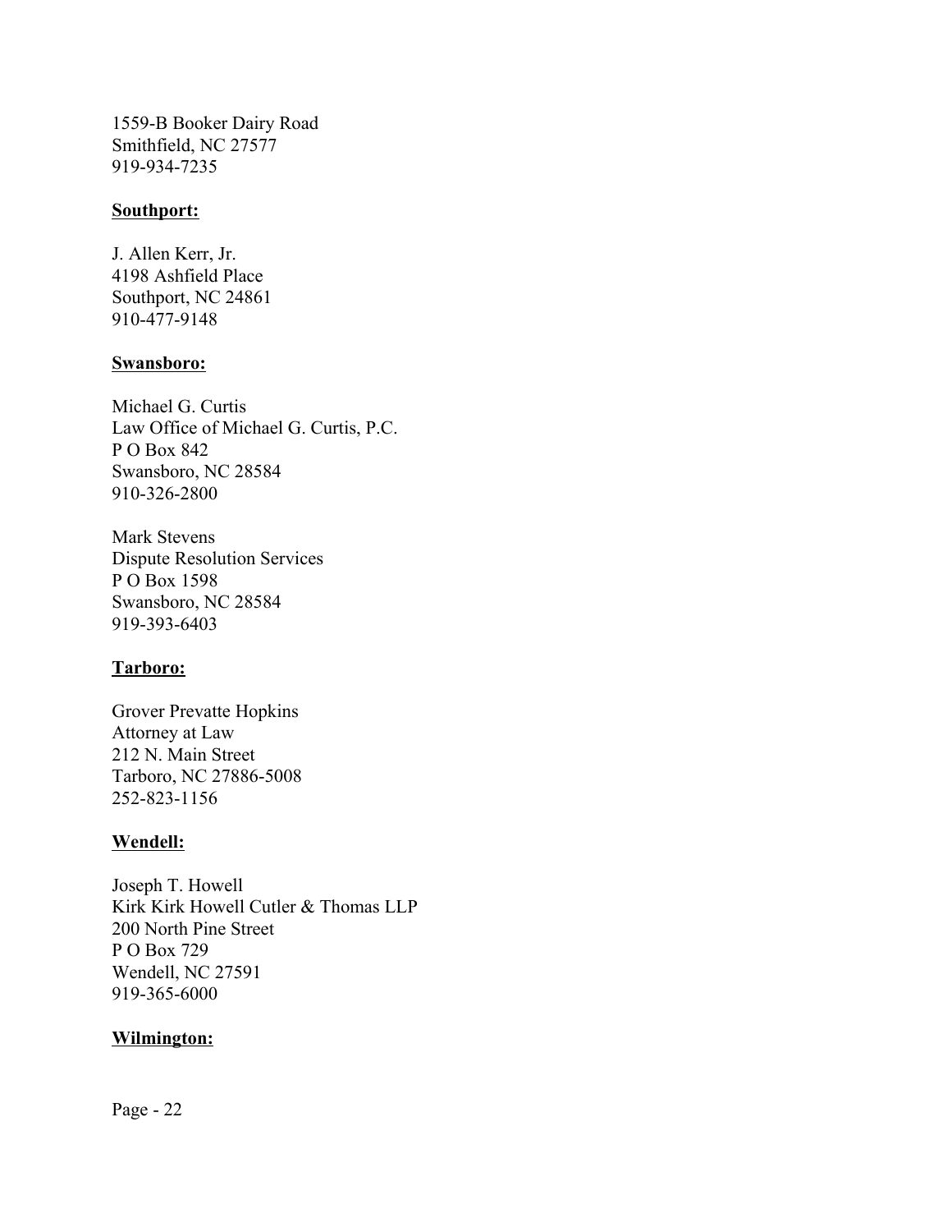1559-B Booker Dairy Road  
Smithfield, NC 27577  
919-934-7235

**Southport:**

J. Allen Kerr, Jr.  
4198 Ashfield Place  
Southport, NC 24861  
910-477-9148

**Swansboro:**

Michael G. Curtis  
Law Office of Michael G. Curtis, P.C.  
P O Box 842  
Swansboro, NC 28584  
910-326-2800

Mark Stevens  
Dispute Resolution Services  
P O Box 1598  
Swansboro, NC 28584  
919-393-6403

**Tarboro:**

Grover Prevatte Hopkins  
Attorney at Law  
212 N. Main Street  
Tarboro, NC 27886-5008  
252-823-1156

**Wendell:**

Joseph T. Howell  
Kirk Kirk Howell Cutler & Thomas LLP  
200 North Pine Street  
P O Box 729  
Wendell, NC 27591  
919-365-6000

**Wilmington:**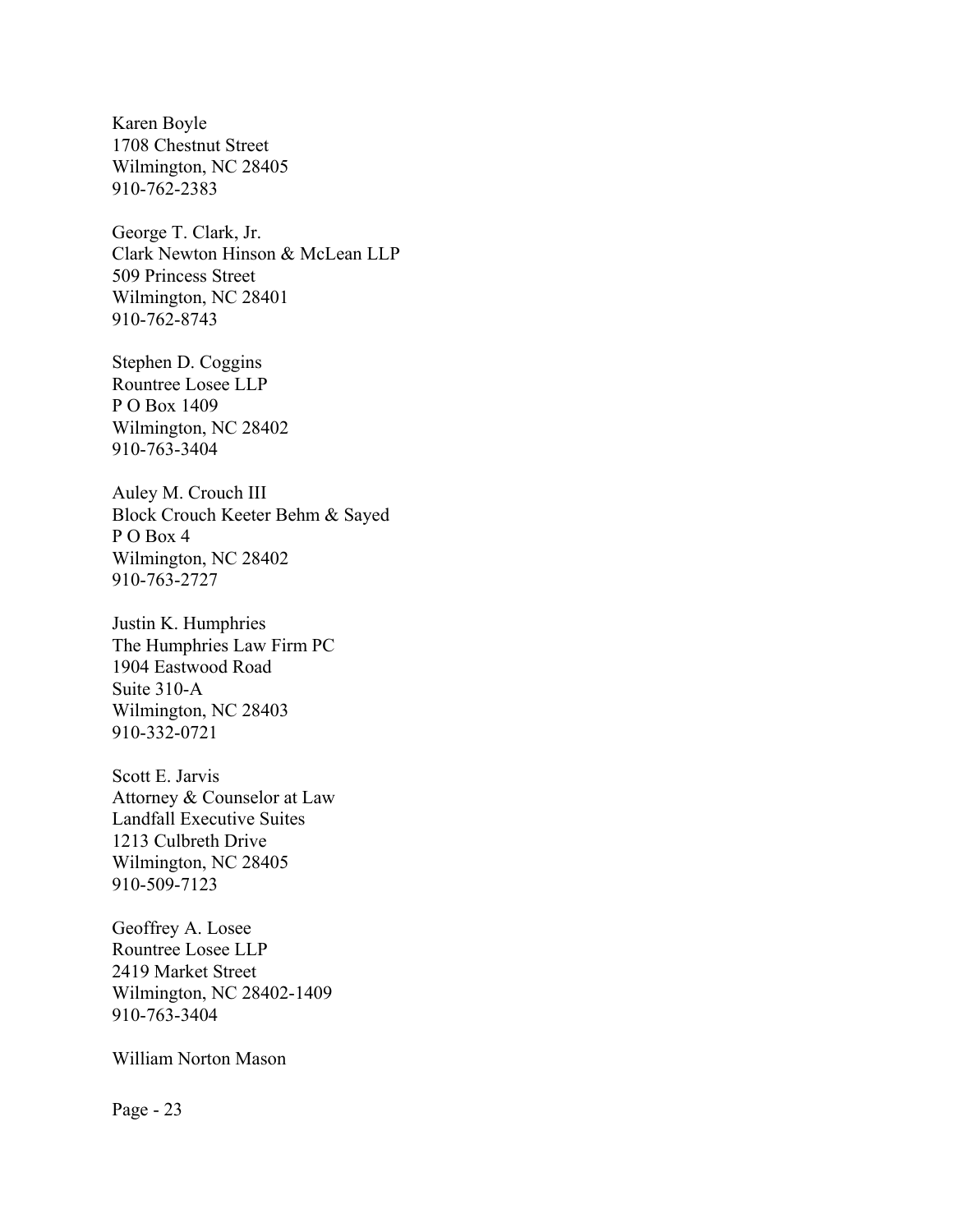Karen Boyle
1708 Chestnut Street
Wilmington, NC 28405
910-762-2383

George T. Clark, Jr.
Clark Newton Hinson & McLean LLP
509 Princess Street
Wilmington, NC 28401
910-762-8743

Stephen D. Coggins
Rountree Losee LLP
P O Box 1409
Wilmington, NC 28402
910-763-3404

Auley M. Crouch III
Block Crouch Keeter Behm & Sayed
P O Box 4
Wilmington, NC 28402
910-763-2727

Justin K. Humphries
The Humphries Law Firm PC
1904 Eastwood Road
Suite 310-A
Wilmington, NC 28403
910-332-0721

Scott E. Jarvis
Attorney & Counselor at Law
Landfall Executive Suites
1213 Culbreth Drive
Wilmington, NC 28405
910-509-7123

Geoffrey A. Losee
Rountree Losee LLP
2419 Market Street
Wilmington, NC 28402-1409
910-763-3404

William Norton Mason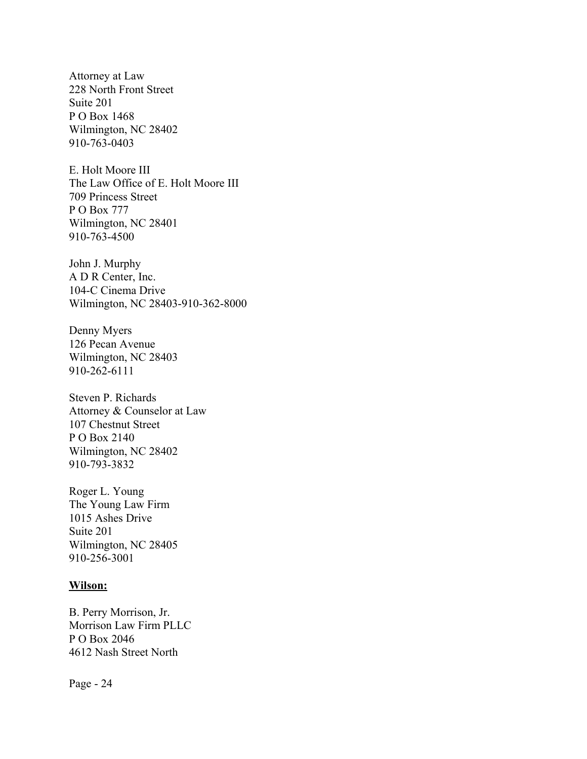Attorney at Law
228 North Front Street
Suite 201
P O Box 1468
Wilmington, NC 28402
910-763-0403

E. Holt Moore III
The Law Office of E. Holt Moore III
709 Princess Street
P O Box 777
Wilmington, NC 28401
910-763-4500

John J. Murphy
A D R Center, Inc.
104-C Cinema Drive
Wilmington, NC 28403-910-362-8000

Denny Myers
126 Pecan Avenue
Wilmington, NC 28403
910-262-6111

Steven P. Richards
Attorney & Counselor at Law
107 Chestnut Street
P O Box 2140
Wilmington, NC 28402
910-793-3832

Roger L. Young
The Young Law Firm
1015 Ashes Drive
Suite 201
Wilmington, NC 28405
910-256-3001

**Wilson:**

B. Perry Morrison, Jr.
Morrison Law Firm PLLC
P O Box 2046
4612 Nash Street North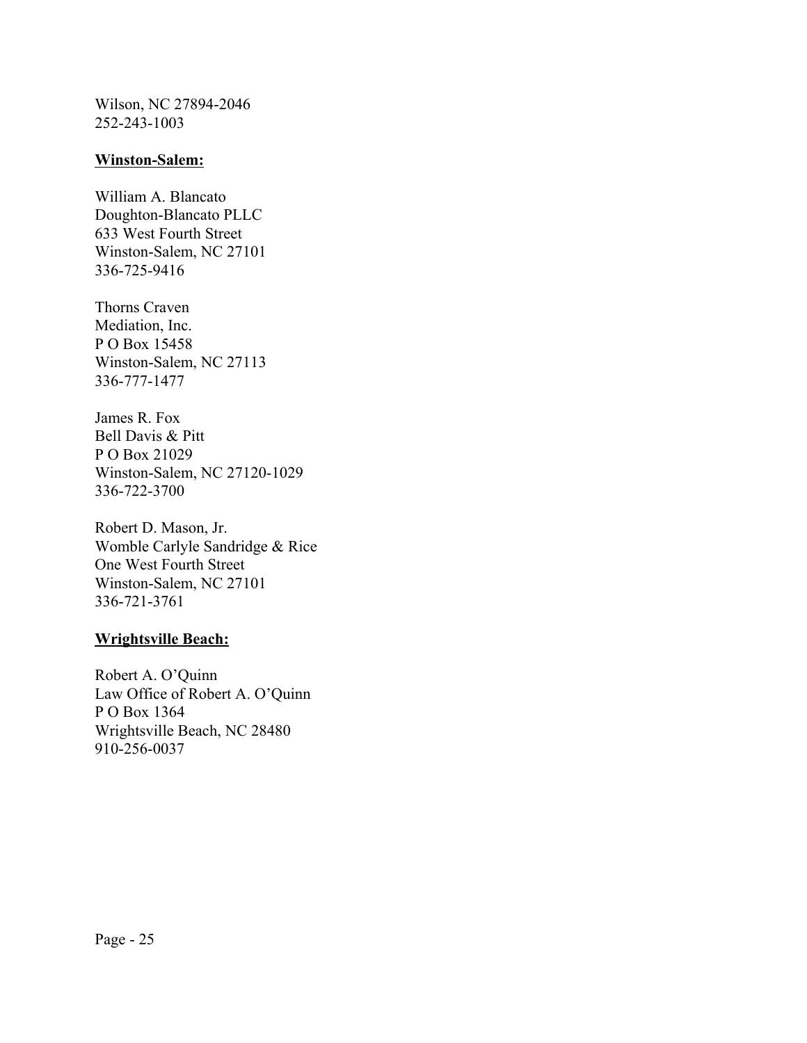Wilson, NC 27894-2046
252-243-1003

**Winston-Salem:**

William A. Blancato
Doughton-Blancato PLLC
633 West Fourth Street
Winston-Salem, NC 27101
336-725-9416

Thorns Craven
Mediation, Inc.
P O Box 15458
Winston-Salem, NC 27113
336-777-1477

James R. Fox
Bell Davis & Pitt
P O Box 21029
Winston-Salem, NC 27120-1029
336-722-3700

Robert D. Mason, Jr.
Womble Carlyle Sandridge & Rice
One West Fourth Street
Winston-Salem, NC 27101
336-721-3761

**Wrightsville Beach:**

Robert A. O'Quinn
Law Office of Robert A. O'Quinn
P O Box 1364
Wrightsville Beach, NC 28480
910-256-0037